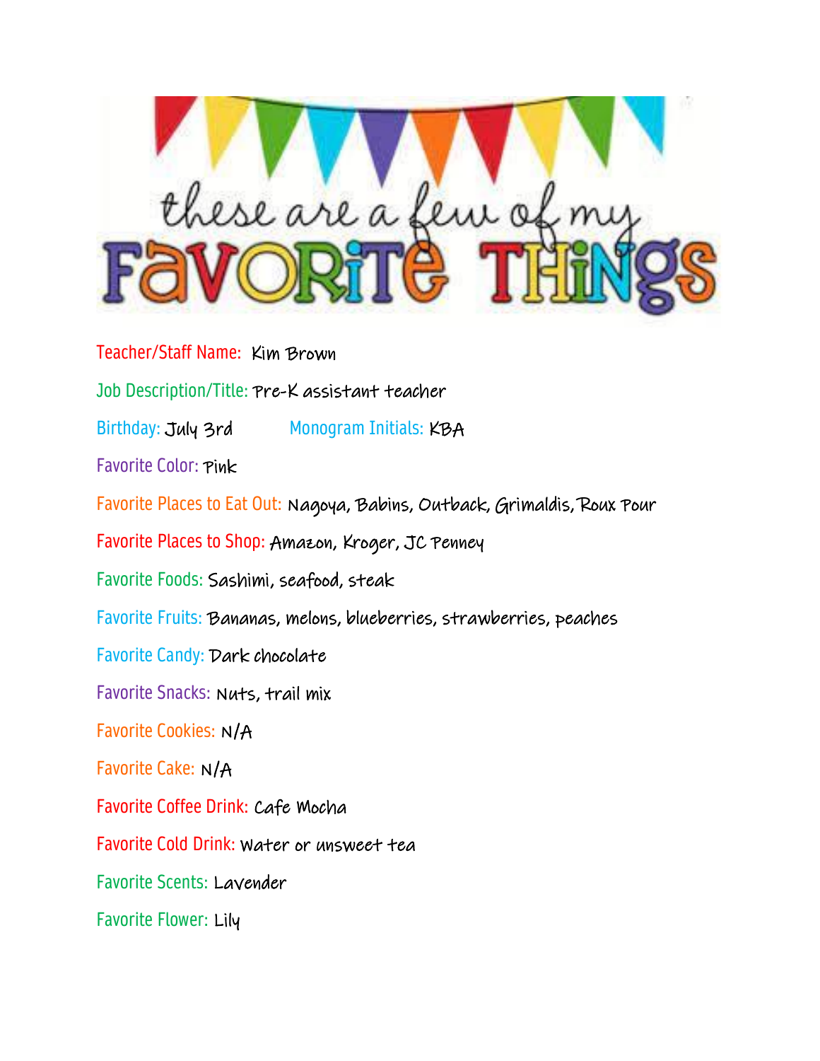# these are a few of my FAVORITE THINGS

**Teacher/Staff Name:** Kim Brown

**Job Description/Title:** Pre-K assistant teacher

**Birthday:** July 3rd **Monogram Initials:** KBA

**Favorite Color:** Pink

**Favorite Places to Eat Out:** Nagoya, Babins, Outback, Grimaldis, Roux Pour

**Favorite Places to Shop:** Amazon, Kroger, JC Penney

**Favorite Foods:** Sashimi, seafood, steak

**Favorite Fruits:** Bananas, melons, blueberries, strawberries, peaches

**Favorite Candy:** Dark chocolate

**Favorite Snacks:** Nuts, trail mix

**Favorite Cookies:** N/A

**Favorite Cake:** N/A

**Favorite Coffee Drink:** Cafe Mocha

**Favorite Cold Drink:** Water or unsweet tea

**Favorite Scents:** Lavender

**Favorite Flower:** Lily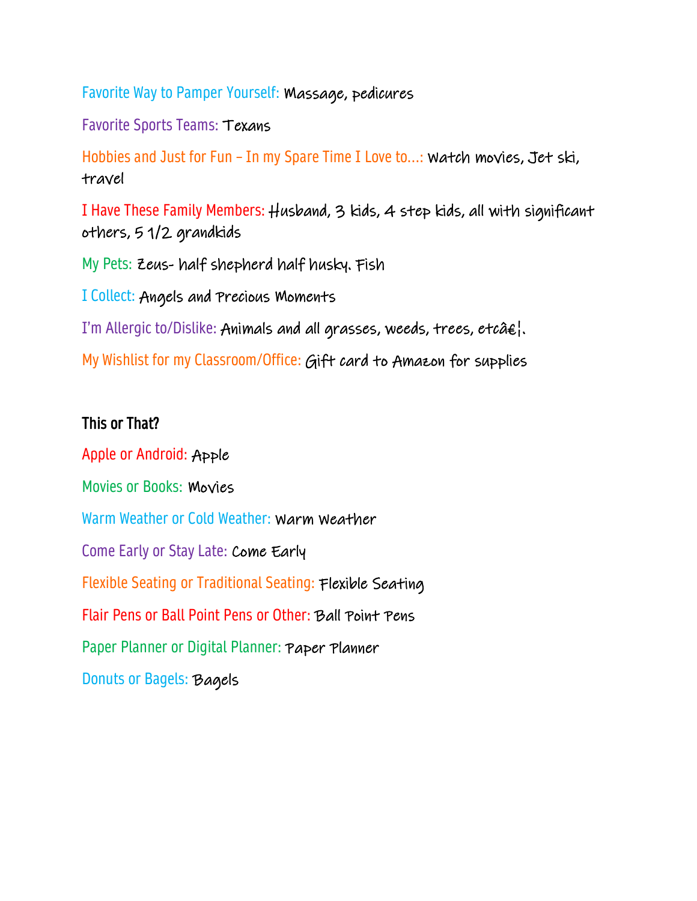Favorite Way to Pamper Yourself: Massage, pedicures

Favorite Sports Teams: Texans

Hobbies and Just for Fun – In my Spare Time I Love to…: Watch movies, Jet ski, travel

I Have These Family Members: Husband, 3 kids, 4 step kids, all with significant others, 5 1/2 grandkids

My Pets: Zeus- half shepherd half husky. Fish

I Collect: Angels and Precious Moments

I'm Allergic to/Dislike: Animals and all grasses, weeds, trees, etcâ€¦.

My Wishlist for my Classroom/Office: Gift card to Amazon for supplies

**This or That?**

Apple or Android: Apple

Movies or Books: Movies

Warm Weather or Cold Weather: Warm Weather

Come Early or Stay Late: Come Early

Flexible Seating or Traditional Seating: Flexible Seating

Flair Pens or Ball Point Pens or Other: Ball Point Pens

Paper Planner or Digital Planner: Paper Planner

Donuts or Bagels: Bagels